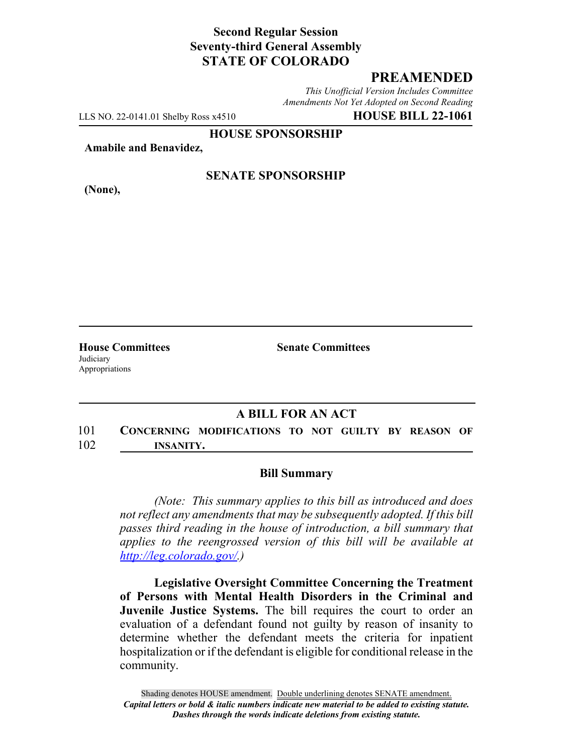**Second Regular Session**
**Seventy-third General Assembly**
**STATE OF COLORADO**

## PREAMENDED

*This Unofficial Version Includes Committee Amendments Not Yet Adopted on Second Reading*

LLS NO. 22-0141.01 Shelby Ross x4510 **HOUSE BILL 22-1061**

**HOUSE SPONSORSHIP**

**Amabile and Benavidez,**

**SENATE SPONSORSHIP**

**(None),**

**House Committees**
Judiciary
Appropriations

**Senate Committees**

### A BILL FOR AN ACT

101 **CONCERNING MODIFICATIONS TO NOT GUILTY BY REASON OF**
102 **INSANITY.**

### Bill Summary

*(Note: This summary applies to this bill as introduced and does not reflect any amendments that may be subsequently adopted. If this bill passes third reading in the house of introduction, a bill summary that applies to the reengrossed version of this bill will be available at http://leg.colorado.gov/.)*

**Legislative Oversight Committee Concerning the Treatment of Persons with Mental Health Disorders in the Criminal and Juvenile Justice Systems.** The bill requires the court to order an evaluation of a defendant found not guilty by reason of insanity to determine whether the defendant meets the criteria for inpatient hospitalization or if the defendant is eligible for conditional release in the community.

Shading denotes HOUSE amendment. Double underlining denotes SENATE amendment.
*Capital letters or bold & italic numbers indicate new material to be added to existing statute.*
*Dashes through the words indicate deletions from existing statute.*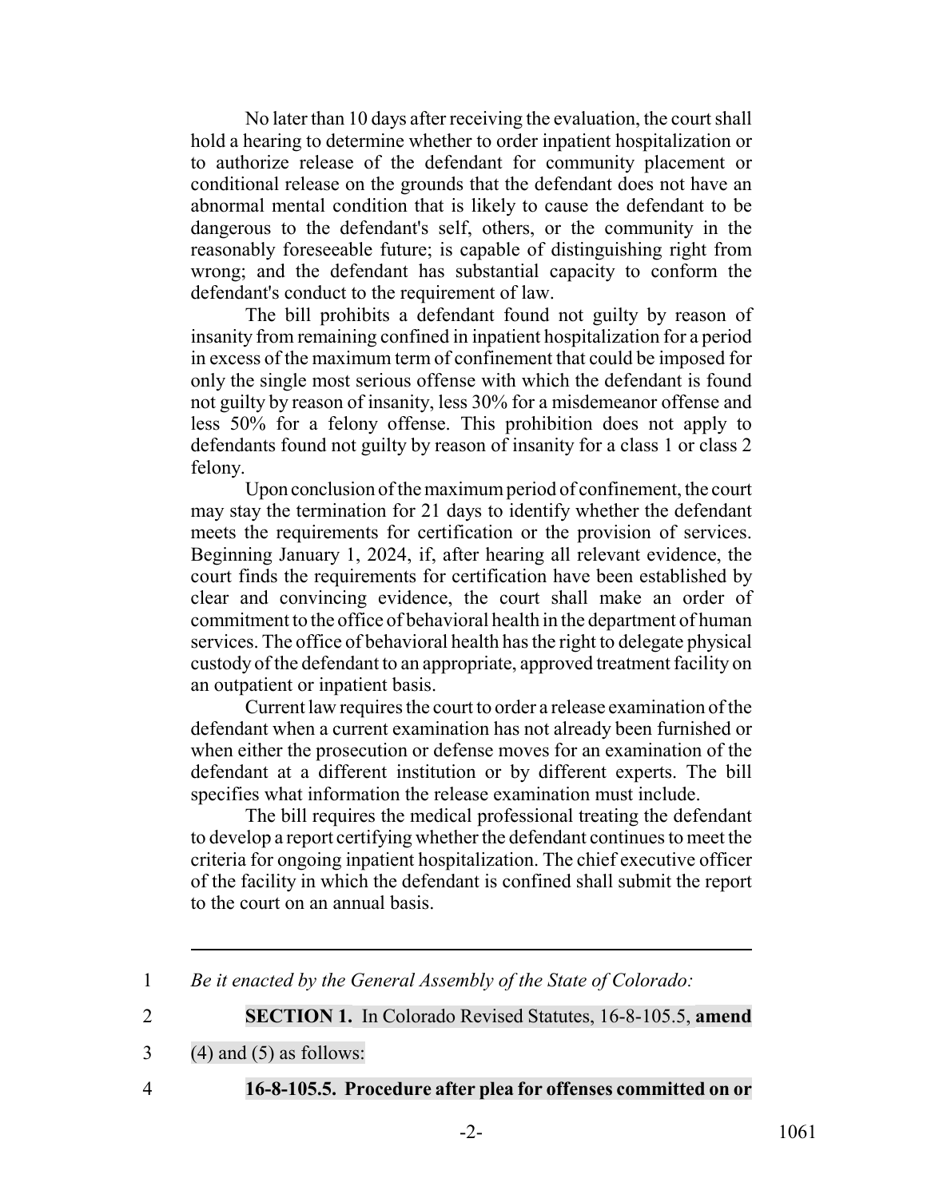No later than 10 days after receiving the evaluation, the court shall hold a hearing to determine whether to order inpatient hospitalization or to authorize release of the defendant for community placement or conditional release on the grounds that the defendant does not have an abnormal mental condition that is likely to cause the defendant to be dangerous to the defendant's self, others, or the community in the reasonably foreseeable future; is capable of distinguishing right from wrong; and the defendant has substantial capacity to conform the defendant's conduct to the requirement of law.

The bill prohibits a defendant found not guilty by reason of insanity from remaining confined in inpatient hospitalization for a period in excess of the maximum term of confinement that could be imposed for only the single most serious offense with which the defendant is found not guilty by reason of insanity, less 30% for a misdemeanor offense and less 50% for a felony offense. This prohibition does not apply to defendants found not guilty by reason of insanity for a class 1 or class 2 felony.

Upon conclusion of the maximum period of confinement, the court may stay the termination for 21 days to identify whether the defendant meets the requirements for certification or the provision of services. Beginning January 1, 2024, if, after hearing all relevant evidence, the court finds the requirements for certification have been established by clear and convincing evidence, the court shall make an order of commitment to the office of behavioral health in the department of human services. The office of behavioral health has the right to delegate physical custody of the defendant to an appropriate, approved treatment facility on an outpatient or inpatient basis.

Current law requires the court to order a release examination of the defendant when a current examination has not already been furnished or when either the prosecution or defense moves for an examination of the defendant at a different institution or by different experts. The bill specifies what information the release examination must include.

The bill requires the medical professional treating the defendant to develop a report certifying whether the defendant continues to meet the criteria for ongoing inpatient hospitalization. The chief executive officer of the facility in which the defendant is confined shall submit the report to the court on an annual basis.

---

1 *Be it enacted by the General Assembly of the State of Colorado:*

2 **SECTION 1.** In Colorado Revised Statutes, 16-8-105.5, **amend**

3 (4) and (5) as follows:

4 **16-8-105.5. Procedure after plea for offenses committed on or**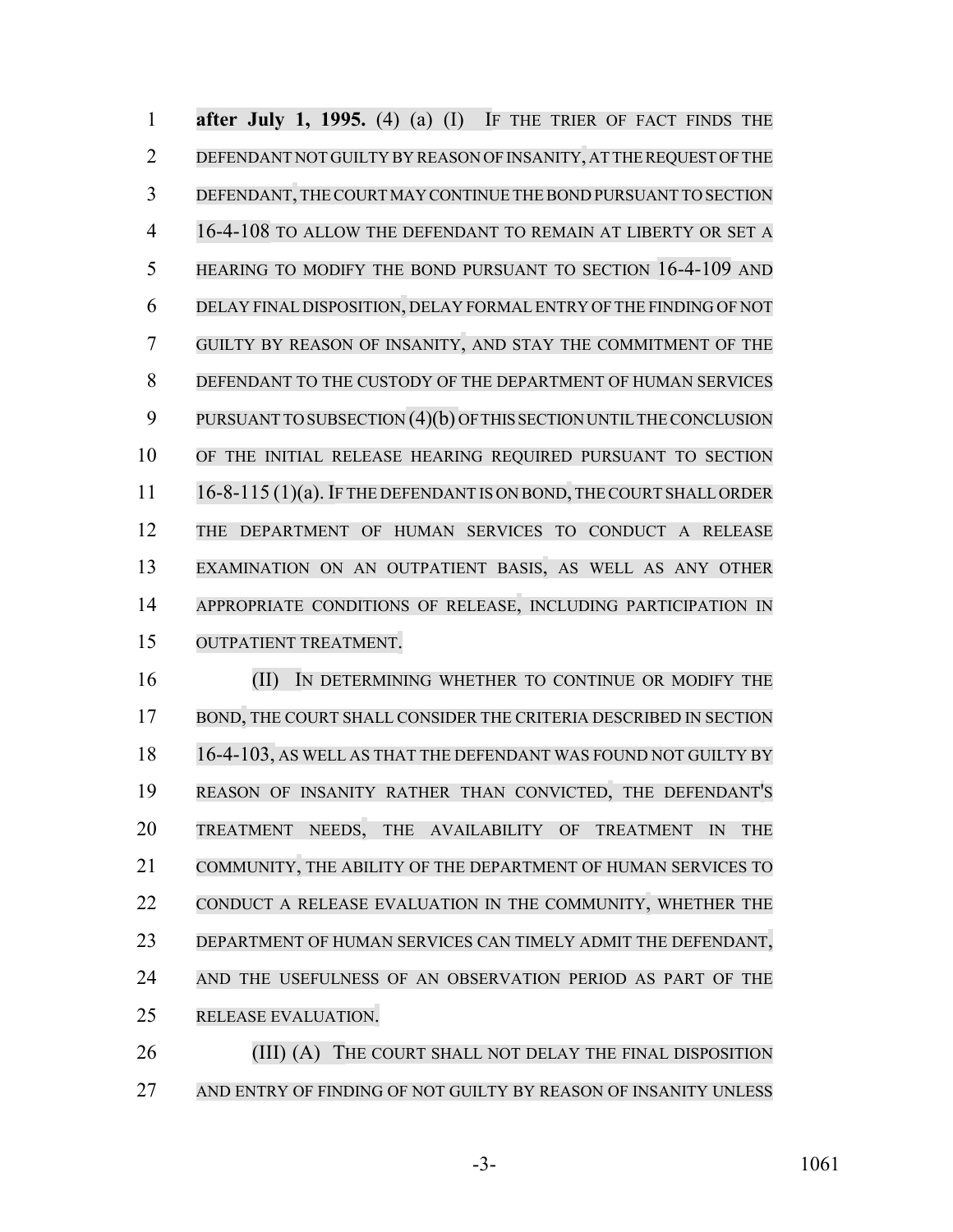**after July 1, 1995.** (4) (a) (I) IF THE TRIER OF FACT FINDS THE DEFENDANT NOT GUILTY BY REASON OF INSANITY, AT THE REQUEST OF THE DEFENDANT, THE COURT MAY CONTINUE THE BOND PURSUANT TO SECTION 16-4-108 TO ALLOW THE DEFENDANT TO REMAIN AT LIBERTY OR SET A HEARING TO MODIFY THE BOND PURSUANT TO SECTION 16-4-109 AND DELAY FINAL DISPOSITION, DELAY FORMAL ENTRY OF THE FINDING OF NOT GUILTY BY REASON OF INSANITY, AND STAY THE COMMITMENT OF THE DEFENDANT TO THE CUSTODY OF THE DEPARTMENT OF HUMAN SERVICES PURSUANT TO SUBSECTION (4)(b) OF THIS SECTION UNTIL THE CONCLUSION OF THE INITIAL RELEASE HEARING REQUIRED PURSUANT TO SECTION 16-8-115 (1)(a). IF THE DEFENDANT IS ON BOND, THE COURT SHALL ORDER THE DEPARTMENT OF HUMAN SERVICES TO CONDUCT A RELEASE EXAMINATION ON AN OUTPATIENT BASIS, AS WELL AS ANY OTHER APPROPRIATE CONDITIONS OF RELEASE, INCLUDING PARTICIPATION IN OUTPATIENT TREATMENT.

(II) IN DETERMINING WHETHER TO CONTINUE OR MODIFY THE BOND, THE COURT SHALL CONSIDER THE CRITERIA DESCRIBED IN SECTION 16-4-103, AS WELL AS THAT THE DEFENDANT WAS FOUND NOT GUILTY BY REASON OF INSANITY RATHER THAN CONVICTED, THE DEFENDANT'S TREATMENT NEEDS, THE AVAILABILITY OF TREATMENT IN THE COMMUNITY, THE ABILITY OF THE DEPARTMENT OF HUMAN SERVICES TO CONDUCT A RELEASE EVALUATION IN THE COMMUNITY, WHETHER THE DEPARTMENT OF HUMAN SERVICES CAN TIMELY ADMIT THE DEFENDANT, AND THE USEFULNESS OF AN OBSERVATION PERIOD AS PART OF THE RELEASE EVALUATION.

(III) (A) THE COURT SHALL NOT DELAY THE FINAL DISPOSITION AND ENTRY OF FINDING OF NOT GUILTY BY REASON OF INSANITY UNLESS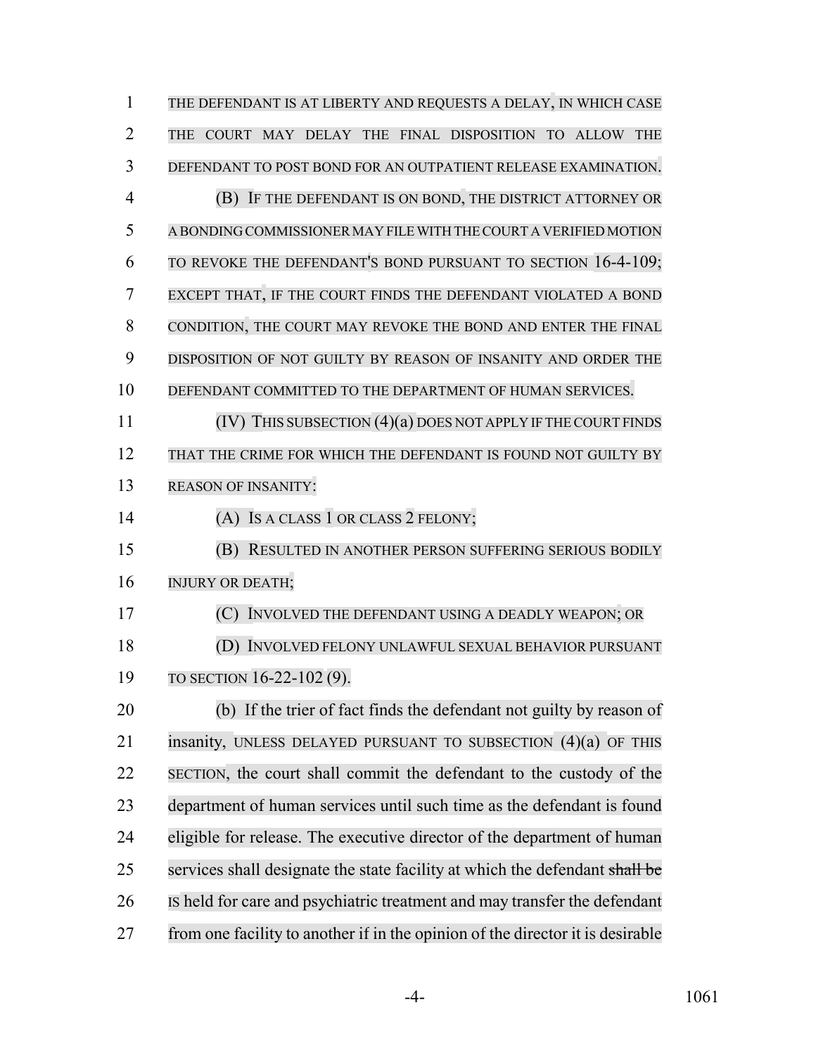THE DEFENDANT IS AT LIBERTY AND REQUESTS A DELAY, IN WHICH CASE THE COURT MAY DELAY THE FINAL DISPOSITION TO ALLOW THE DEFENDANT TO POST BOND FOR AN OUTPATIENT RELEASE EXAMINATION.

(B) IF THE DEFENDANT IS ON BOND, THE DISTRICT ATTORNEY OR A BONDING COMMISSIONER MAY FILE WITH THE COURT A VERIFIED MOTION TO REVOKE THE DEFENDANT'S BOND PURSUANT TO SECTION 16-4-109; EXCEPT THAT, IF THE COURT FINDS THE DEFENDANT VIOLATED A BOND CONDITION, THE COURT MAY REVOKE THE BOND AND ENTER THE FINAL DISPOSITION OF NOT GUILTY BY REASON OF INSANITY AND ORDER THE DEFENDANT COMMITTED TO THE DEPARTMENT OF HUMAN SERVICES.

(IV) THIS SUBSECTION (4)(a) DOES NOT APPLY IF THE COURT FINDS THAT THE CRIME FOR WHICH THE DEFENDANT IS FOUND NOT GUILTY BY REASON OF INSANITY:

(A) IS A CLASS 1 OR CLASS 2 FELONY;

(B) RESULTED IN ANOTHER PERSON SUFFERING SERIOUS BODILY INJURY OR DEATH;

(C) INVOLVED THE DEFENDANT USING A DEADLY WEAPON; OR

(D) INVOLVED FELONY UNLAWFUL SEXUAL BEHAVIOR PURSUANT TO SECTION 16-22-102 (9).

(b) If the trier of fact finds the defendant not guilty by reason of insanity, UNLESS DELAYED PURSUANT TO SUBSECTION (4)(a) OF THIS SECTION, the court shall commit the defendant to the custody of the department of human services until such time as the defendant is found eligible for release. The executive director of the department of human services shall designate the state facility at which the defendant ~~shall be~~ IS held for care and psychiatric treatment and may transfer the defendant from one facility to another if in the opinion of the director it is desirable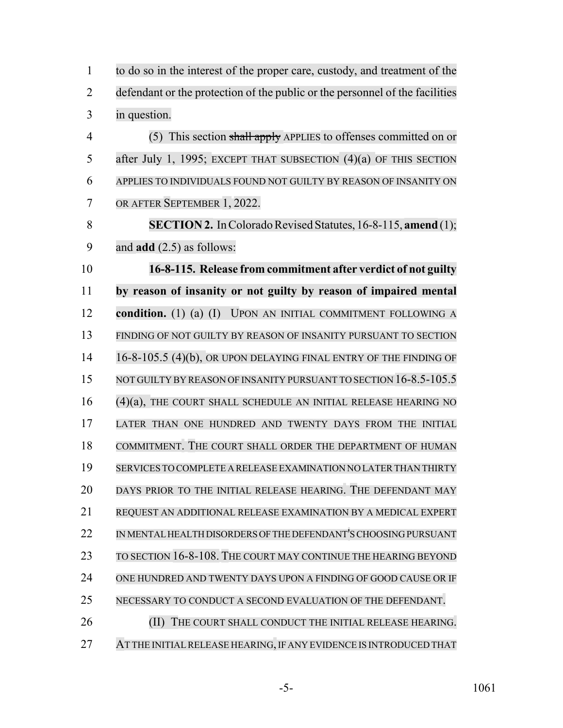to do so in the interest of the proper care, custody, and treatment of the defendant or the protection of the public or the personnel of the facilities in question.

(5) This section ~~shall apply~~ APPLIES to offenses committed on or after July 1, 1995; EXCEPT THAT SUBSECTION (4)(a) OF THIS SECTION APPLIES TO INDIVIDUALS FOUND NOT GUILTY BY REASON OF INSANITY ON OR AFTER SEPTEMBER 1, 2022.

**SECTION 2.** In Colorado Revised Statutes, 16-8-115, **amend** (1); and **add** (2.5) as follows:

**16-8-115. Release from commitment after verdict of not guilty by reason of insanity or not guilty by reason of impaired mental condition.** (1) (a) (I) UPON AN INITIAL COMMITMENT FOLLOWING A FINDING OF NOT GUILTY BY REASON OF INSANITY PURSUANT TO SECTION 16-8-105.5 (4)(b), OR UPON DELAYING FINAL ENTRY OF THE FINDING OF NOT GUILTY BY REASON OF INSANITY PURSUANT TO SECTION 16-8.5-105.5 (4)(a), THE COURT SHALL SCHEDULE AN INITIAL RELEASE HEARING NO LATER THAN ONE HUNDRED AND TWENTY DAYS FROM THE INITIAL COMMITMENT. THE COURT SHALL ORDER THE DEPARTMENT OF HUMAN SERVICES TO COMPLETE A RELEASE EXAMINATION NO LATER THAN THIRTY DAYS PRIOR TO THE INITIAL RELEASE HEARING. THE DEFENDANT MAY REQUEST AN ADDITIONAL RELEASE EXAMINATION BY A MEDICAL EXPERT IN MENTAL HEALTH DISORDERS OF THE DEFENDANT'S CHOOSING PURSUANT TO SECTION 16-8-108. THE COURT MAY CONTINUE THE HEARING BEYOND ONE HUNDRED AND TWENTY DAYS UPON A FINDING OF GOOD CAUSE OR IF NECESSARY TO CONDUCT A SECOND EVALUATION OF THE DEFENDANT.

(II) THE COURT SHALL CONDUCT THE INITIAL RELEASE HEARING. AT THE INITIAL RELEASE HEARING, IF ANY EVIDENCE IS INTRODUCED THAT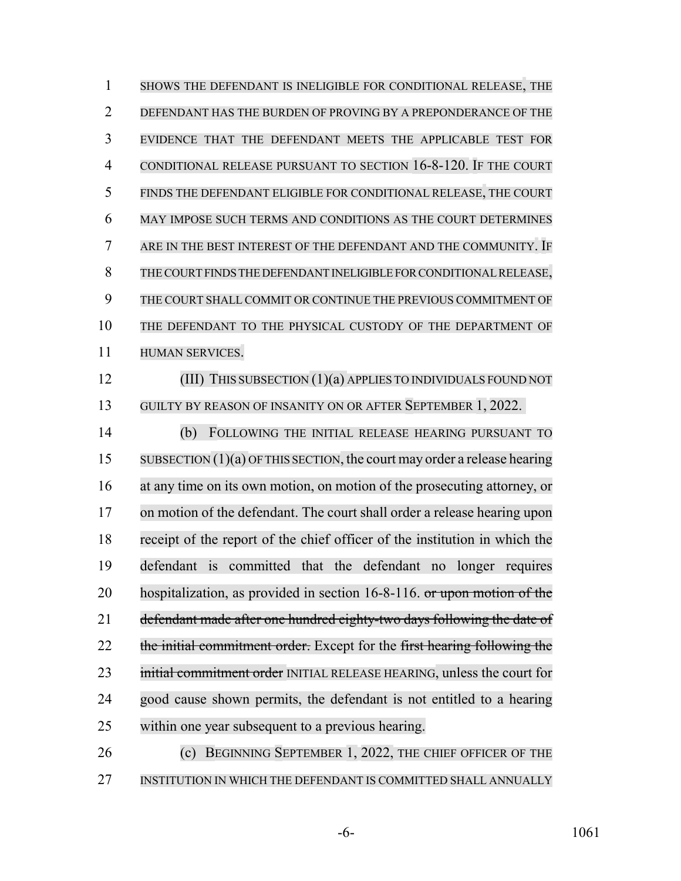SHOWS THE DEFENDANT IS INELIGIBLE FOR CONDITIONAL RELEASE, THE DEFENDANT HAS THE BURDEN OF PROVING BY A PREPONDERANCE OF THE EVIDENCE THAT THE DEFENDANT MEETS THE APPLICABLE TEST FOR CONDITIONAL RELEASE PURSUANT TO SECTION 16-8-120. IF THE COURT FINDS THE DEFENDANT ELIGIBLE FOR CONDITIONAL RELEASE, THE COURT MAY IMPOSE SUCH TERMS AND CONDITIONS AS THE COURT DETERMINES ARE IN THE BEST INTEREST OF THE DEFENDANT AND THE COMMUNITY. IF THE COURT FINDS THE DEFENDANT INELIGIBLE FOR CONDITIONAL RELEASE, THE COURT SHALL COMMIT OR CONTINUE THE PREVIOUS COMMITMENT OF THE DEFENDANT TO THE PHYSICAL CUSTODY OF THE DEPARTMENT OF HUMAN SERVICES.

(III) THIS SUBSECTION (1)(a) APPLIES TO INDIVIDUALS FOUND NOT GUILTY BY REASON OF INSANITY ON OR AFTER SEPTEMBER 1, 2022.

(b) FOLLOWING THE INITIAL RELEASE HEARING PURSUANT TO SUBSECTION (1)(a) OF THIS SECTION, the court may order a release hearing at any time on its own motion, on motion of the prosecuting attorney, or on motion of the defendant. The court shall order a release hearing upon receipt of the report of the chief officer of the institution in which the defendant is committed that the defendant no longer requires hospitalization, as provided in section 16-8-116. ~~or upon motion of the defendant made after one hundred eighty-two days following the date of the initial commitment order.~~ Except for the ~~first hearing following the initial commitment order~~ INITIAL RELEASE HEARING, unless the court for good cause shown permits, the defendant is not entitled to a hearing within one year subsequent to a previous hearing.

(c) BEGINNING SEPTEMBER 1, 2022, THE CHIEF OFFICER OF THE INSTITUTION IN WHICH THE DEFENDANT IS COMMITTED SHALL ANNUALLY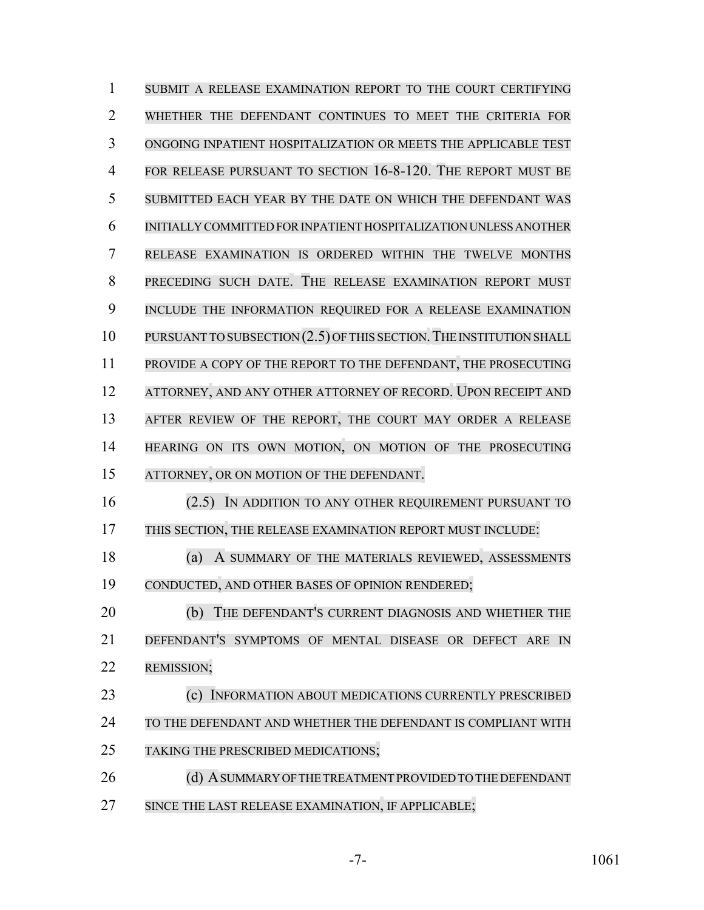SUBMIT A RELEASE EXAMINATION REPORT TO THE COURT CERTIFYING WHETHER THE DEFENDANT CONTINUES TO MEET THE CRITERIA FOR ONGOING INPATIENT HOSPITALIZATION OR MEETS THE APPLICABLE TEST FOR RELEASE PURSUANT TO SECTION 16-8-120. THE REPORT MUST BE SUBMITTED EACH YEAR BY THE DATE ON WHICH THE DEFENDANT WAS INITIALLY COMMITTED FOR INPATIENT HOSPITALIZATION UNLESS ANOTHER RELEASE EXAMINATION IS ORDERED WITHIN THE TWELVE MONTHS PRECEDING SUCH DATE. THE RELEASE EXAMINATION REPORT MUST INCLUDE THE INFORMATION REQUIRED FOR A RELEASE EXAMINATION PURSUANT TO SUBSECTION (2.5) OF THIS SECTION. THE INSTITUTION SHALL PROVIDE A COPY OF THE REPORT TO THE DEFENDANT, THE PROSECUTING ATTORNEY, AND ANY OTHER ATTORNEY OF RECORD. UPON RECEIPT AND AFTER REVIEW OF THE REPORT, THE COURT MAY ORDER A RELEASE HEARING ON ITS OWN MOTION, ON MOTION OF THE PROSECUTING ATTORNEY, OR ON MOTION OF THE DEFENDANT.

(2.5) IN ADDITION TO ANY OTHER REQUIREMENT PURSUANT TO THIS SECTION, THE RELEASE EXAMINATION REPORT MUST INCLUDE:

(a) A SUMMARY OF THE MATERIALS REVIEWED, ASSESSMENTS CONDUCTED, AND OTHER BASES OF OPINION RENDERED;

(b) THE DEFENDANT'S CURRENT DIAGNOSIS AND WHETHER THE DEFENDANT'S SYMPTOMS OF MENTAL DISEASE OR DEFECT ARE IN REMISSION;

(c) INFORMATION ABOUT MEDICATIONS CURRENTLY PRESCRIBED TO THE DEFENDANT AND WHETHER THE DEFENDANT IS COMPLIANT WITH TAKING THE PRESCRIBED MEDICATIONS;

(d) A SUMMARY OF THE TREATMENT PROVIDED TO THE DEFENDANT SINCE THE LAST RELEASE EXAMINATION, IF APPLICABLE;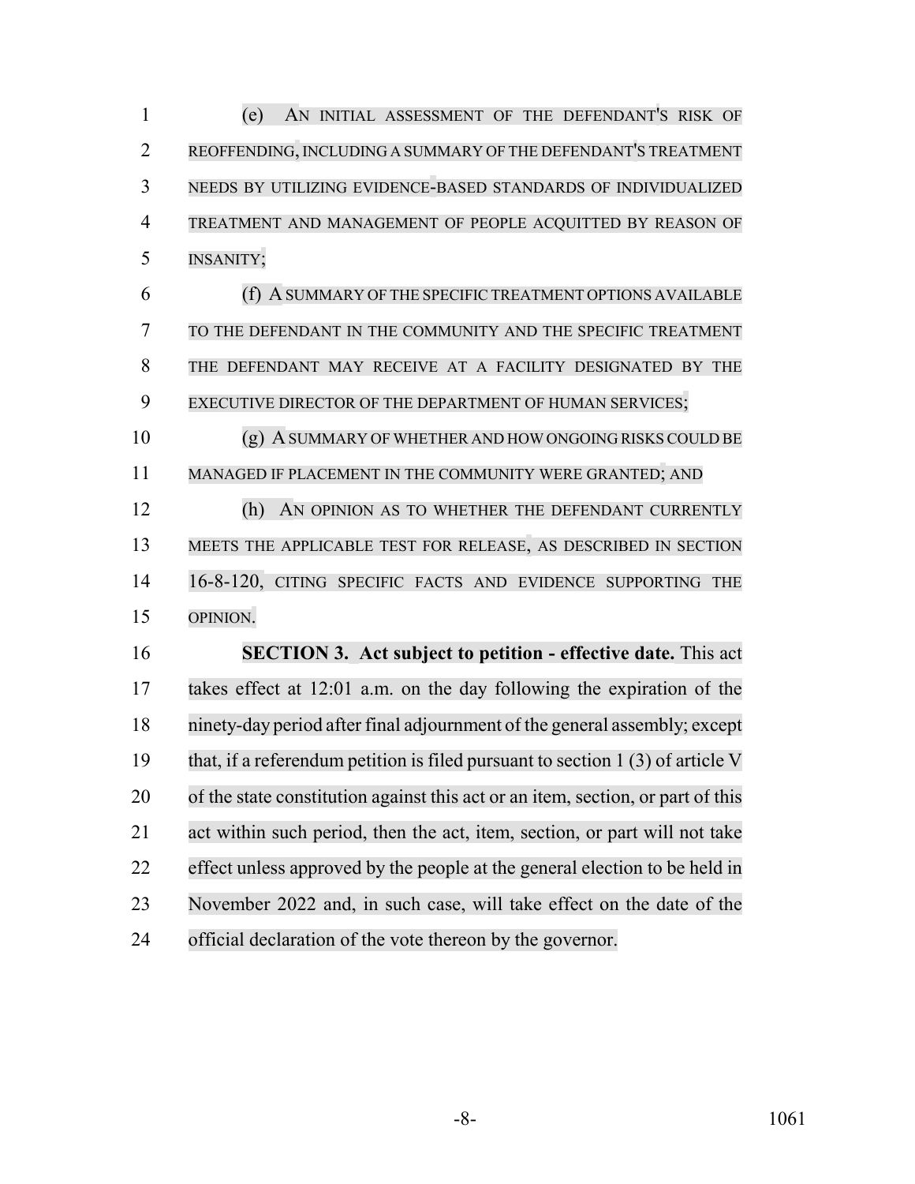(e) AN INITIAL ASSESSMENT OF THE DEFENDANT'S RISK OF REOFFENDING, INCLUDING A SUMMARY OF THE DEFENDANT'S TREATMENT NEEDS BY UTILIZING EVIDENCE-BASED STANDARDS OF INDIVIDUALIZED TREATMENT AND MANAGEMENT OF PEOPLE ACQUITTED BY REASON OF INSANITY;

(f) A SUMMARY OF THE SPECIFIC TREATMENT OPTIONS AVAILABLE TO THE DEFENDANT IN THE COMMUNITY AND THE SPECIFIC TREATMENT THE DEFENDANT MAY RECEIVE AT A FACILITY DESIGNATED BY THE EXECUTIVE DIRECTOR OF THE DEPARTMENT OF HUMAN SERVICES;

(g) A SUMMARY OF WHETHER AND HOW ONGOING RISKS COULD BE MANAGED IF PLACEMENT IN THE COMMUNITY WERE GRANTED; AND

(h) AN OPINION AS TO WHETHER THE DEFENDANT CURRENTLY MEETS THE APPLICABLE TEST FOR RELEASE, AS DESCRIBED IN SECTION 16-8-120, CITING SPECIFIC FACTS AND EVIDENCE SUPPORTING THE OPINION.

**SECTION 3. Act subject to petition - effective date.** This act takes effect at 12:01 a.m. on the day following the expiration of the ninety-day period after final adjournment of the general assembly; except that, if a referendum petition is filed pursuant to section 1 (3) of article V of the state constitution against this act or an item, section, or part of this act within such period, then the act, item, section, or part will not take effect unless approved by the people at the general election to be held in November 2022 and, in such case, will take effect on the date of the official declaration of the vote thereon by the governor.